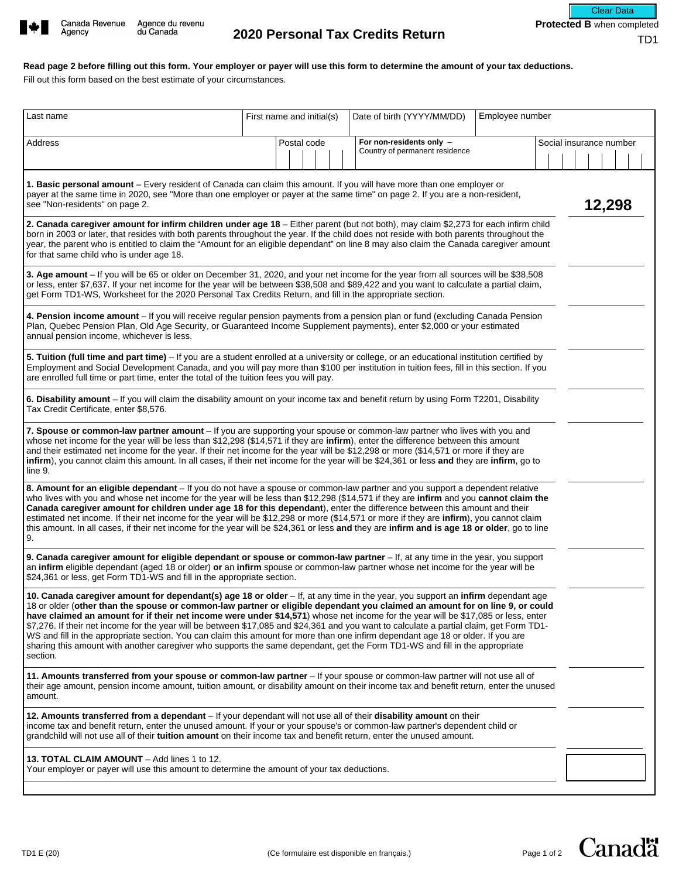Canada Revenue Agency / Agence du revenu du Canada

# 2020 Personal Tax Credits Return

**Protected B** when completed

TD1

**Read page 2 before filling out this form. Your employer or payer will use this form to determine the amount of your tax deductions.**

Fill out this form based on the best estimate of your circumstances.

| Last name | First name and initial(s) | Date of birth (YYYY/MM/DD) | Employee number |
|---|---|---|---|
| | | | |

| Address | Postal code | **For non-residents only** – Country of permanent residence | Social insurance number |
|---|---|---|---|
| | | | |

| | |
|---|---|
| **1. Basic personal amount** – Every resident of Canada can claim this amount. If you will have more than one employer or payer at the same time in 2020, see "More than one employer or payer at the same time" on page 2. If you are a non-resident, see "Non-residents" on page 2. | **12,298** |
| **2. Canada caregiver amount for infirm children under age 18** – Either parent (but not both), may claim $2,273 for each infirm child born in 2003 or later, that resides with both parents throughout the year. If the child does not reside with both parents throughout the year, the parent who is entitled to claim the "Amount for an eligible dependant" on line 8 may also claim the Canada caregiver amount for that same child who is under age 18. | |
| **3. Age amount** – If you will be 65 or older on December 31, 2020, and your net income for the year from all sources will be $38,508 or less, enter $7,637. If your net income for the year will be between $38,508 and $89,422 and you want to calculate a partial claim, get Form TD1-WS, Worksheet for the 2020 Personal Tax Credits Return, and fill in the appropriate section. | |
| **4. Pension income amount** – If you will receive regular pension payments from a pension plan or fund (excluding Canada Pension Plan, Quebec Pension Plan, Old Age Security, or Guaranteed Income Supplement payments), enter $2,000 or your estimated annual pension income, whichever is less. | |
| **5. Tuition (full time and part time)** – If you are a student enrolled at a university or college, or an educational institution certified by Employment and Social Development Canada, and you will pay more than $100 per institution in tuition fees, fill in this section. If you are enrolled full time or part time, enter the total of the tuition fees you will pay. | |
| **6. Disability amount** – If you will claim the disability amount on your income tax and benefit return by using Form T2201, Disability Tax Credit Certificate, enter $8,576. | |
| **7. Spouse or common-law partner amount** – If you are supporting your spouse or common-law partner who lives with you and whose net income for the year will be less than $12,298 ($14,571 if they are **infirm**), enter the difference between this amount and their estimated net income for the year. If their net income for the year will be $12,298 or more ($14,571 or more if they are **infirm**), you cannot claim this amount. In all cases, if their net income for the year will be $24,361 or less **and** they are **infirm**, go to line 9. | |
| **8. Amount for an eligible dependant** – If you do not have a spouse or common-law partner and you support a dependent relative who lives with you and whose net income for the year will be less than $12,298 ($14,571 if they are **infirm** and you **cannot claim the Canada caregiver amount for children under age 18 for this dependant**), enter the difference between this amount and their estimated net income. If their net income for the year will be $12,298 or more ($14,571 or more if they are **infirm**), you cannot claim this amount. In all cases, if their net income for the year will be $24,361 or less **and** they are **infirm and is age 18 or older**, go to line 9. | |
| **9. Canada caregiver amount for eligible dependant or spouse or common-law partner** – If, at any time in the year, you support an **infirm** eligible dependant (aged 18 or older) **or** an **infirm** spouse or common-law partner whose net income for the year will be $24,361 or less, get Form TD1-WS and fill in the appropriate section. | |
| **10. Canada caregiver amount for dependant(s) age 18 or older** – If, at any time in the year, you support an **infirm** dependant age 18 or older (**other than the spouse or common-law partner or eligible dependant you claimed an amount for on line 9, or could have claimed an amount for if their net income were under $14,571**) whose net income for the year will be $17,085 or less, enter $7,276. If their net income for the year will be between $17,085 and $24,361 and you want to calculate a partial claim, get Form TD1-WS and fill in the appropriate section. You can claim this amount for more than one infirm dependant age 18 or older. If you are sharing this amount with another caregiver who supports the same dependant, get the Form TD1-WS and fill in the appropriate section. | |
| **11. Amounts transferred from your spouse or common-law partner** – If your spouse or common-law partner will not use all of their age amount, pension income amount, tuition amount, or disability amount on their income tax and benefit return, enter the unused amount. | |
| **12. Amounts transferred from a dependant** – If your dependant will not use all of their **disability amount** on their income tax and benefit return, enter the unused amount. If your or your spouse's or common-law partner's dependent child or grandchild will not use all of their **tuition amount** on their income tax and benefit return, enter the unused amount. | |
| **13. TOTAL CLAIM AMOUNT** – Add lines 1 to 12. Your employer or payer will use this amount to determine the amount of your tax deductions. | |

TD1 E (20)

(Ce formulaire est disponible en français.)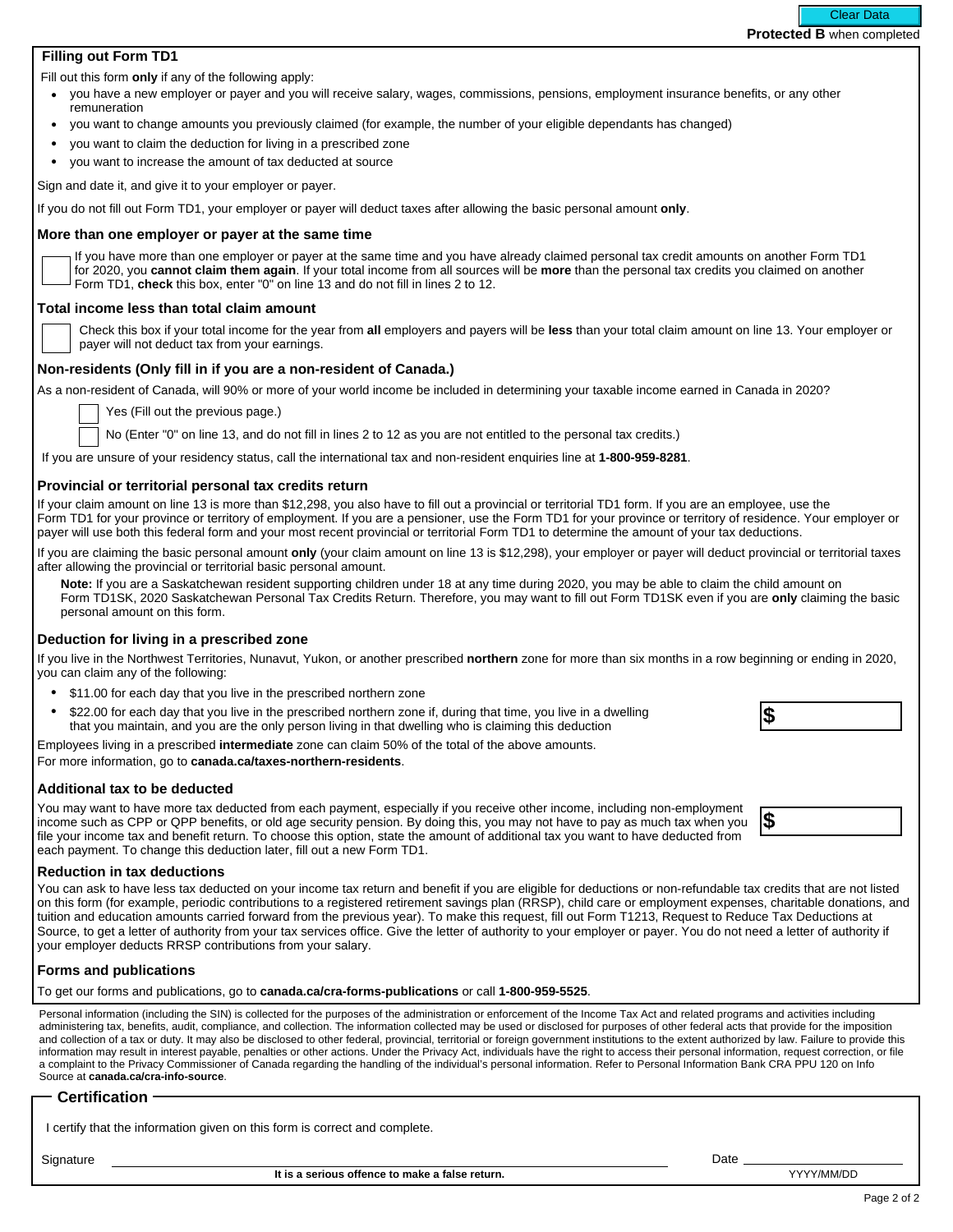Protected B when completed

## Filling out Form TD1

Fill out this form **only** if any of the following apply:

- you have a new employer or payer and you will receive salary, wages, commissions, pensions, employment insurance benefits, or any other remuneration
- you want to change amounts you previously claimed (for example, the number of your eligible dependants has changed)
- you want to claim the deduction for living in a prescribed zone
- you want to increase the amount of tax deducted at source

Sign and date it, and give it to your employer or payer.

If you do not fill out Form TD1, your employer or payer will deduct taxes after allowing the basic personal amount **only**.

### More than one employer or payer at the same time

☐ If you have more than one employer or payer at the same time and you have already claimed personal tax credit amounts on another Form TD1 for 2020, you **cannot claim them again**. If your total income from all sources will be **more** than the personal tax credits you claimed on another Form TD1, **check** this box, enter "0" on line 13 and do not fill in lines 2 to 12.

### Total income less than total claim amount

☐ Check this box if your total income for the year from **all** employers and payers will be **less** than your total claim amount on line 13. Your employer or payer will not deduct tax from your earnings.

### Non-residents (Only fill in if you are a non-resident of Canada.)

As a non-resident of Canada, will 90% or more of your world income be included in determining your taxable income earned in Canada in 2020?

☐ Yes (Fill out the previous page.)

☐ No (Enter "0" on line 13, and do not fill in lines 2 to 12 as you are not entitled to the personal tax credits.)

If you are unsure of your residency status, call the international tax and non-resident enquiries line at **1-800-959-8281**.

### Provincial or territorial personal tax credits return

If your claim amount on line 13 is more than $12,298, you also have to fill out a provincial or territorial TD1 form. If you are an employee, use the Form TD1 for your province or territory of employment. If you are a pensioner, use the Form TD1 for your province or territory of residence. Your employer or payer will use both this federal form and your most recent provincial or territorial Form TD1 to determine the amount of your tax deductions.

If you are claiming the basic personal amount **only** (your claim amount on line 13 is $12,298), your employer or payer will deduct provincial or territorial taxes after allowing the provincial or territorial basic personal amount.

**Note:** If you are a Saskatchewan resident supporting children under 18 at any time during 2020, you may be able to claim the child amount on Form TD1SK, 2020 Saskatchewan Personal Tax Credits Return. Therefore, you may want to fill out Form TD1SK even if you are **only** claiming the basic personal amount on this form.

### Deduction for living in a prescribed zone

If you live in the Northwest Territories, Nunavut, Yukon, or another prescribed **northern** zone for more than six months in a row beginning or ending in 2020, you can claim any of the following:

- $11.00 for each day that you live in the prescribed northern zone
- $22.00 for each day that you live in the prescribed northern zone if, during that time, you live in a dwelling that you maintain, and you are the only person living in that dwelling who is claiming this deduction

$ ____________

Employees living in a prescribed **intermediate** zone can claim 50% of the total of the above amounts.

For more information, go to **canada.ca/taxes-northern-residents**.

### Additional tax to be deducted

You may want to have more tax deducted from each payment, especially if you receive other income, including non-employment income such as CPP or QPP benefits, or old age security pension. By doing this, you may not have to pay as much tax when you file your income tax and benefit return. To choose this option, state the amount of additional tax you want to have deducted from each payment. To change this deduction later, fill out a new Form TD1.

$ ____________

### Reduction in tax deductions

You can ask to have less tax deducted on your income tax return and benefit if you are eligible for deductions or non-refundable tax credits that are not listed on this form (for example, periodic contributions to a registered retirement savings plan (RRSP), child care or employment expenses, charitable donations, and tuition and education amounts carried forward from the previous year). To make this request, fill out Form T1213, Request to Reduce Tax Deductions at Source, to get a letter of authority from your tax services office. Give the letter of authority to your employer or payer. You do not need a letter of authority if your employer deducts RRSP contributions from your salary.

### Forms and publications

To get our forms and publications, go to **canada.ca/cra-forms-publications** or call **1-800-959-5525**.

Personal information (including the SIN) is collected for the purposes of the administration or enforcement of the Income Tax Act and related programs and activities including administering tax, benefits, audit, compliance, and collection. The information collected may be used or disclosed for purposes of other federal acts that provide for the imposition and collection of a tax or duty. It may also be disclosed to other federal, provincial, territorial or foreign government institutions to the extent authorized by law. Failure to provide this information may result in interest payable, penalties or other actions. Under the Privacy Act, individuals have the right to access their personal information, request correction, or file a complaint to the Privacy Commissioner of Canada regarding the handling of the individual's personal information. Refer to Personal Information Bank CRA PPU 120 on Info Source at **canada.ca/cra-info-source**.

## Certification

I certify that the information given on this form is correct and complete.

Signature ______________________________ Date ______________ (YYYY/MM/DD)

**It is a serious offence to make a false return.**